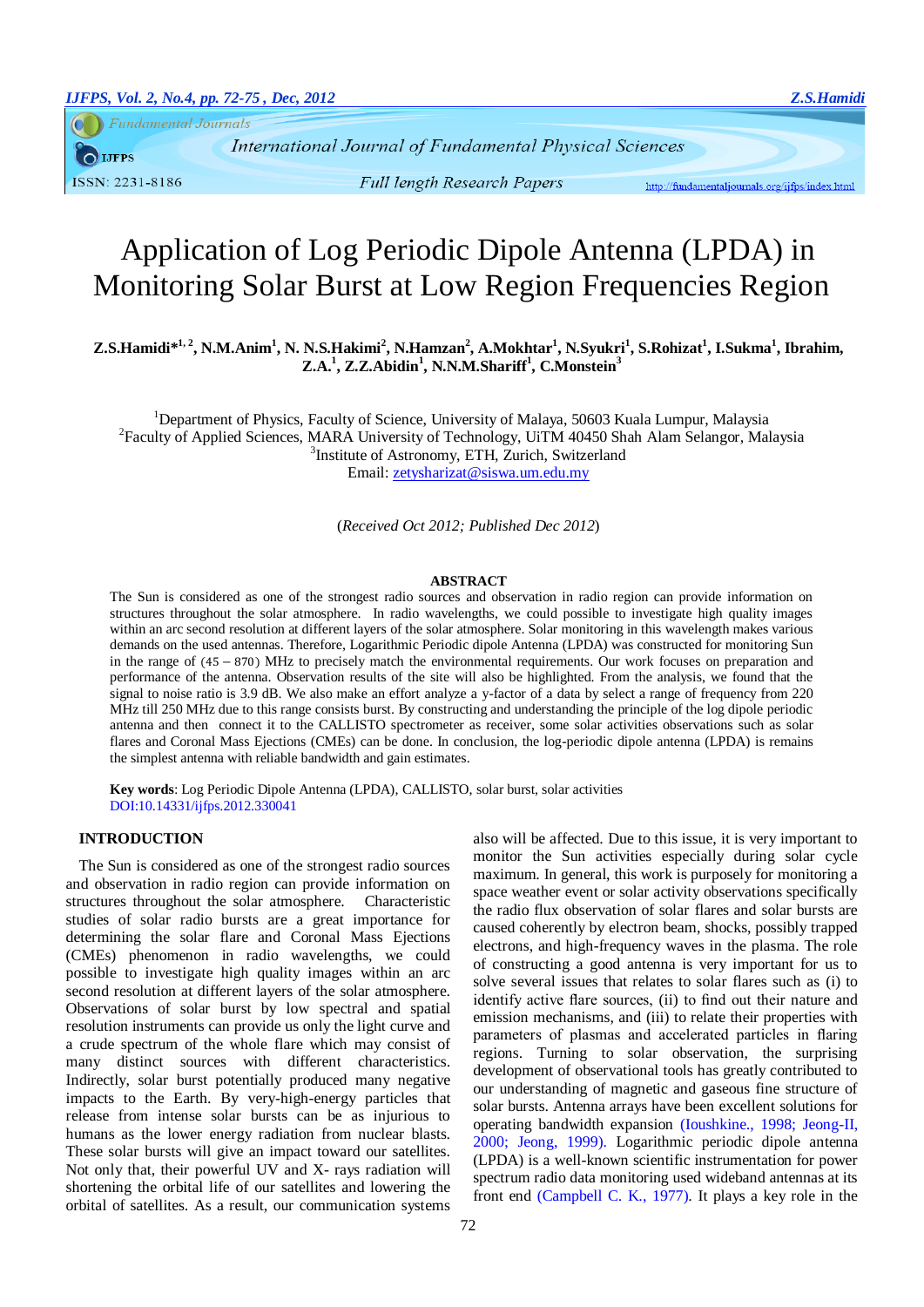# Application of Log Periodic Dipole Antenna (LPDA) in Monitoring Solar Burst at Low Region Frequencies Region

**Z.S.Hamidi*[1,2], N.M.Anim[1], N. N.S.Hakimi[2], N.Hamzan[2], A.Mokhtar[1], N.Syukri[1], S.Rohizat[1], I.Sukma[1], Ibrahim, Z.A.[1], Z.Z.Abidin[1], N.N.M.Shariff[1], C.Monstein[3]**

[1]Department of Physics, Faculty of Science, University of Malaya, 50603 Kuala Lumpur, Malaysia
[2]Faculty of Applied Sciences, MARA University of Technology, UiTM 40450 Shah Alam Selangor, Malaysia
[3]Institute of Astronomy, ETH, Zurich, Switzerland
Email: zetysharizat@siswa.um.edu.my

(*Received Oct 2012; Published Dec 2012*)

## ABSTRACT

The Sun is considered as one of the strongest radio sources and observation in radio region can provide information on structures throughout the solar atmosphere. In radio wavelengths, we could possible to investigate high quality images within an arc second resolution at different layers of the solar atmosphere. Solar monitoring in this wavelength makes various demands on the used antennas. Therefore, Logarithmic Periodic dipole Antenna (LPDA) was constructed for monitoring Sun in the range of (45 – 870) MHz to precisely match the environmental requirements. Our work focuses on preparation and performance of the antenna. Observation results of the site will also be highlighted. From the analysis, we found that the signal to noise ratio is 3.9 dB. We also make an effort analyze a y-factor of a data by select a range of frequency from 220 MHz till 250 MHz due to this range consists burst. By constructing and understanding the principle of the log dipole periodic antenna and then connect it to the CALLISTO spectrometer as receiver, some solar activities observations such as solar flares and Coronal Mass Ejections (CMEs) can be done. In conclusion, the log-periodic dipole antenna (LPDA) is remains the simplest antenna with reliable bandwidth and gain estimates.

**Key words**: Log Periodic Dipole Antenna (LPDA), CALLISTO, solar burst, solar activities
DOI:10.14331/ijfps.2012.330041

## INTRODUCTION

The Sun is considered as one of the strongest radio sources and observation in radio region can provide information on structures throughout the solar atmosphere. Characteristic studies of solar radio bursts are a great importance for determining the solar flare and Coronal Mass Ejections (CMEs) phenomenon in radio wavelengths, we could possible to investigate high quality images within an arc second resolution at different layers of the solar atmosphere. Observations of solar burst by low spectral and spatial resolution instruments can provide us only the light curve and a crude spectrum of the whole flare which may consist of many distinct sources with different characteristics. Indirectly, solar burst potentially produced many negative impacts to the Earth. By very-high-energy particles that release from intense solar bursts can be as injurious to humans as the lower energy radiation from nuclear blasts. These solar bursts will give an impact toward our satellites. Not only that, their powerful UV and X- rays radiation will shortening the orbital life of our satellites and lowering the orbital of satellites. As a result, our communication systems also will be affected. Due to this issue, it is very important to monitor the Sun activities especially during solar cycle maximum. In general, this work is purposely for monitoring a space weather event or solar activity observations specifically the radio flux observation of solar flares and solar bursts are caused coherently by electron beam, shocks, possibly trapped electrons, and high-frequency waves in the plasma. The role of constructing a good antenna is very important for us to solve several issues that relates to solar flares such as (i) to identify active flare sources, (ii) to find out their nature and emission mechanisms, and (iii) to relate their properties with parameters of plasmas and accelerated particles in flaring regions. Turning to solar observation, the surprising development of observational tools has greatly contributed to our understanding of magnetic and gaseous fine structure of solar bursts. Antenna arrays have been excellent solutions for operating bandwidth expansion (Ioushkine., 1998; Jeong-II, 2000; Jeong, 1999). Logarithmic periodic dipole antenna (LPDA) is a well-known scientific instrumentation for power spectrum radio data monitoring used wideband antennas at its front end (Campbell C. K., 1977). It plays a key role in the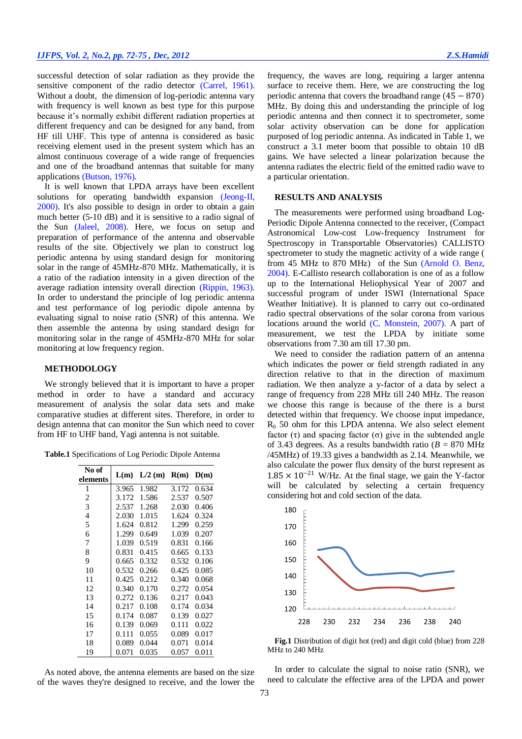successful detection of solar radiation as they provide the sensitive component of the radio detector (Carrel, 1961). Without a doubt, the dimension of log-periodic antenna vary with frequency is well known as best type for this purpose because it's normally exhibit different radiation properties at different frequency and can be designed for any band, from HF till UHF. This type of antenna is considered as basic receiving element used in the present system which has an almost continuous coverage of a wide range of frequencies and one of the broadband antennas that suitable for many applications (Butson, 1976).

It is well known that LPDA arrays have been excellent solutions for operating bandwidth expansion (Jeong-II, 2000). It's also possible to design in order to obtain a gain much better (5-10 dB) and it is sensitive to a radio signal of the Sun (Jaleel, 2008). Here, we focus on setup and preparation of performance of the antenna and observable results of the site. Objectively we plan to construct log periodic antenna by using standard design for monitoring solar in the range of 45MHz-870 MHz. Mathematically, it is a ratio of the radiation intensity in a given direction of the average radiation intensity overall direction (Rippin, 1963). In order to understand the principle of log periodic antenna and test performance of log periodic dipole antenna by evaluating signal to noise ratio (SNR) of this antenna. We then assemble the antenna by using standard design for monitoring solar in the range of 45MHz-870 MHz for solar monitoring at low frequency region.

## METHODOLOGY

We strongly believed that it is important to have a proper method in order to have a standard and accuracy measurement of analysis the solar data sets and make comparative studies at different sites. Therefore, in order to design antenna that can monitor the Sun which need to cover from HF to UHF band, Yagi antenna is not suitable.

**Table.1** Specifications of Log Periodic Dipole Antenna

| No of elements | L(m) | L/2 (m) | R(m) | D(m) |
|---|---|---|---|---|
| 1 | 3.965 | 1.982 | 3.172 | 0.634 |
| 2 | 3.172 | 1.586 | 2.537 | 0.507 |
| 3 | 2.537 | 1.268 | 2.030 | 0.406 |
| 4 | 2.030 | 1.015 | 1.624 | 0.324 |
| 5 | 1.624 | 0.812 | 1.299 | 0.259 |
| 6 | 1.299 | 0.649 | 1.039 | 0.207 |
| 7 | 1.039 | 0.519 | 0.831 | 0.166 |
| 8 | 0.831 | 0.415 | 0.665 | 0.133 |
| 9 | 0.665 | 0.332 | 0.532 | 0.106 |
| 10 | 0.532 | 0.266 | 0.425 | 0.085 |
| 11 | 0.425 | 0.212 | 0.340 | 0.068 |
| 12 | 0.340 | 0.170 | 0.272 | 0.054 |
| 13 | 0.272 | 0.136 | 0.217 | 0.043 |
| 14 | 0.217 | 0.108 | 0.174 | 0.034 |
| 15 | 0.174 | 0.087 | 0.139 | 0.027 |
| 16 | 0.139 | 0.069 | 0.111 | 0.022 |
| 17 | 0.111 | 0.055 | 0.089 | 0.017 |
| 18 | 0.089 | 0.044 | 0.071 | 0.014 |
| 19 | 0.071 | 0.035 | 0.057 | 0.011 |

As noted above, the antenna elements are based on the size of the waves they're designed to receive, and the lower the frequency, the waves are long, requiring a larger antenna surface to receive them. Here, we are constructing the log periodic antenna that covers the broadband range $(45 - 870)$ MHz. By doing this and understanding the principle of log periodic antenna and then connect it to spectrometer, some solar activity observation can be done for application purposed of log periodic antenna. As indicated in Table 1, we construct a 3.1 meter boom that possible to obtain 10 dB gains. We have selected a linear polarization because the antenna radiates the electric field of the emitted radio wave to a particular orientation.

## RESULTS AND ANALYSIS

The measurements were performed using broadband Log-Periodic Dipole Antenna connected to the receiver, (Compact Astronomical Low-cost Low-frequency Instrument for Spectroscopy in Transportable Observatories) CALLISTO spectrometer to study the magnetic activity of a wide range ( from 45 MHz to 870 MHz) of the Sun (Arnold O. Benz, 2004). E-Callisto research collaboration is one of as a follow up to the International Heliophysical Year of 2007 and successful program of under ISWI (International Space Weather Initiative). It is planned to carry out co-ordinated radio spectral observations of the solar corona from various locations around the world (C. Monstein, 2007). A part of measurement, we test the LPDA by initiate some observations from 7.30 am till 17.30 pm.

We need to consider the radiation pattern of an antenna which indicates the power or field strength radiated in any direction relative to that in the direction of maximum radiation. We then analyze a y-factor of a data by select a range of frequency from 228 MHz till 240 MHz. The reason we choose this range is because of the there is a burst detected within that frequency. We choose input impedance, $R_0$ 50 ohm for this LPDA antenna. We also select element factor ($\tau$) and spacing factor ($\sigma$) give in the subtended angle of 3.43 degrees. As a results bandwidth ratio ($B$ = 870 MHz /45MHz) of 19.33 gives a bandwidth as 2.14. Meanwhile, we also calculate the power flux density of the burst represent as $1.85 \times 10^{-21}$ W/Hz. At the final stage, we gain the Y-factor will be calculated by selecting a certain frequency considering hot and cold section of the data.

**Fig.1** Distribution of digit hot (red) and digit cold (blue) from 228 MHz to 240 MHz

In order to calculate the signal to noise ratio (SNR), we need to calculate the effective area of the LPDA and power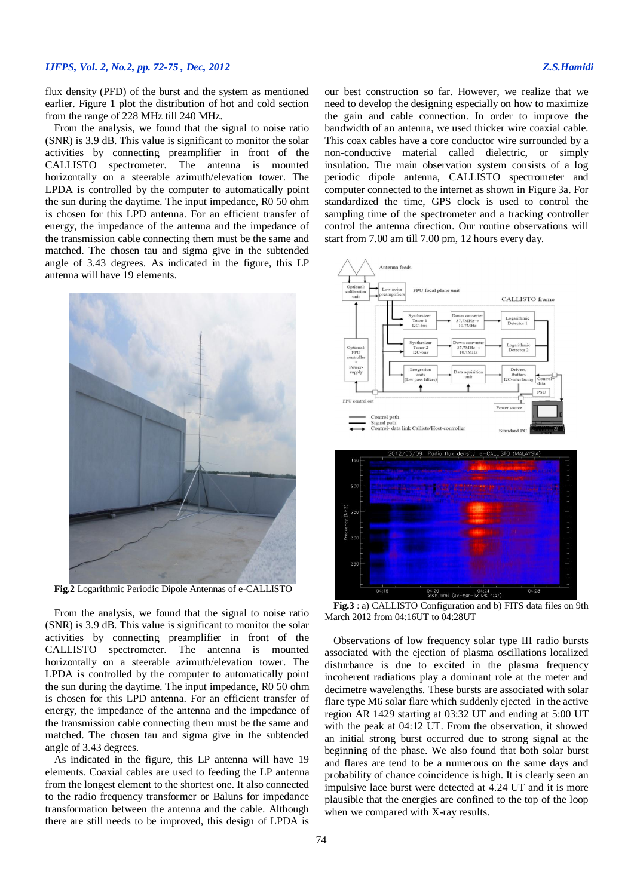flux density (PFD) of the burst and the system as mentioned earlier. Figure 1 plot the distribution of hot and cold section from the range of 228 MHz till 240 MHz.

From the analysis, we found that the signal to noise ratio (SNR) is 3.9 dB. This value is significant to monitor the solar activities by connecting preamplifier in front of the CALLISTO spectrometer. The antenna is mounted horizontally on a steerable azimuth/elevation tower. The LPDA is controlled by the computer to automatically point the sun during the daytime. The input impedance, R0 50 ohm is chosen for this LPD antenna. For an efficient transfer of energy, the impedance of the antenna and the impedance of the transmission cable connecting them must be the same and matched. The chosen tau and sigma give in the subtended angle of 3.43 degrees. As indicated in the figure, this LP antenna will have 19 elements.

**Fig.2** Logarithmic Periodic Dipole Antennas of e-CALLISTO

From the analysis, we found that the signal to noise ratio (SNR) is 3.9 dB. This value is significant to monitor the solar activities by connecting preamplifier in front of the CALLISTO spectrometer. The antenna is mounted horizontally on a steerable azimuth/elevation tower. The LPDA is controlled by the computer to automatically point the sun during the daytime. The input impedance, R0 50 ohm is chosen for this LPD antenna. For an efficient transfer of energy, the impedance of the antenna and the impedance of the transmission cable connecting them must be the same and matched. The chosen tau and sigma give in the subtended angle of 3.43 degrees.

As indicated in the figure, this LP antenna will have 19 elements. Coaxial cables are used to feeding the LP antenna from the longest element to the shortest one. It also connected to the radio frequency transformer or Baluns for impedance transformation between the antenna and the cable. Although there are still needs to be improved, this design of LPDA is our best construction so far. However, we realize that we need to develop the designing especially on how to maximize the gain and cable connection. In order to improve the bandwidth of an antenna, we used thicker wire coaxial cable. This coax cables have a core conductor wire surrounded by a non-conductive material called dielectric, or simply insulation. The main observation system consists of a log periodic dipole antenna, CALLISTO spectrometer and computer connected to the internet as shown in Figure 3a. For standardized the time, GPS clock is used to control the sampling time of the spectrometer and a tracking controller control the antenna direction. Our routine observations will start from 7.00 am till 7.00 pm, 12 hours every day.

**Fig.3** : a) CALLISTO Configuration and b) FITS data files on 9th March 2012 from 04:16UT to 04:28UT

Observations of low frequency solar type III radio bursts associated with the ejection of plasma oscillations localized disturbance is due to excited in the plasma frequency incoherent radiations play a dominant role at the meter and decimetre wavelengths. These bursts are associated with solar flare type M6 solar flare which suddenly ejected in the active region AR 1429 starting at 03:32 UT and ending at 5:00 UT with the peak at 04:12 UT. From the observation, it showed an initial strong burst occurred due to strong signal at the beginning of the phase. We also found that both solar burst and flares are tend to be a numerous on the same days and probability of chance coincidence is high. It is clearly seen an impulsive lace burst were detected at 4.24 UT and it is more plausible that the energies are confined to the top of the loop when we compared with X-ray results.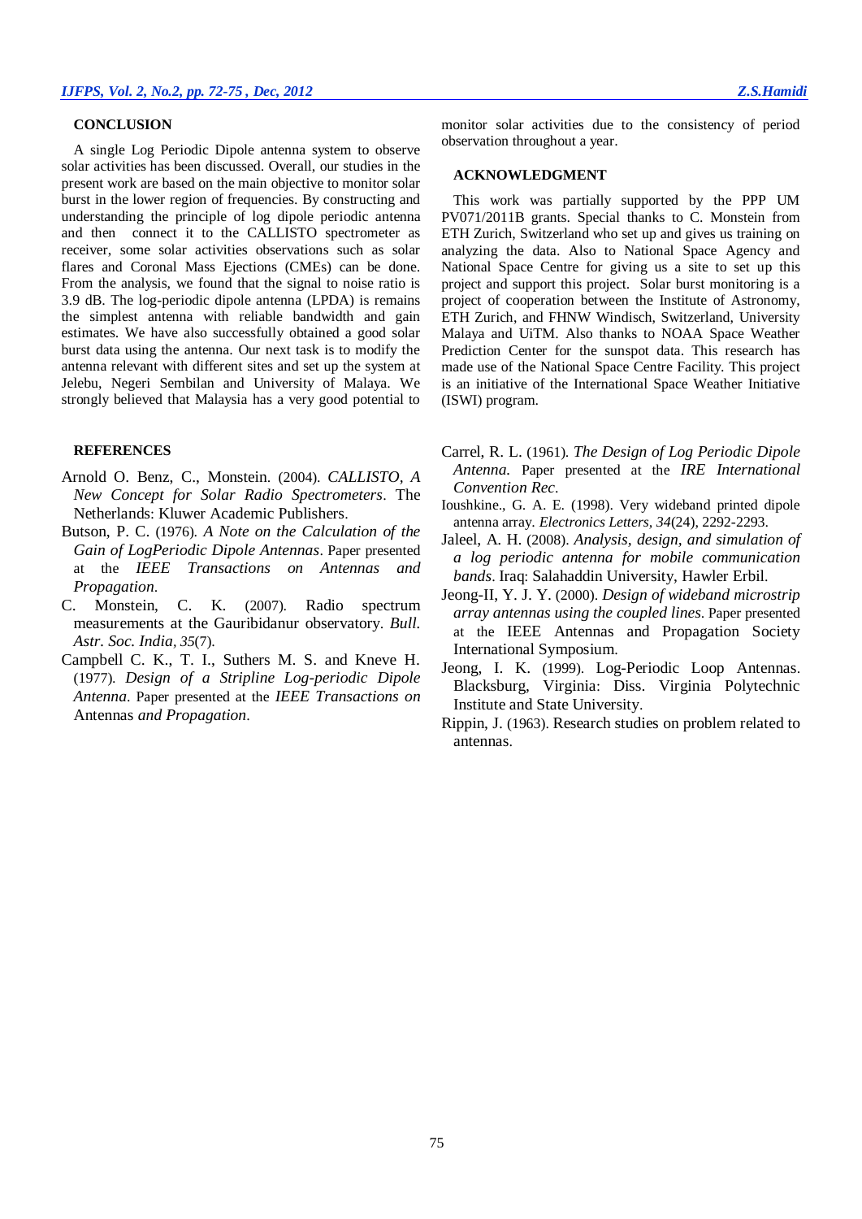## CONCLUSION

A single Log Periodic Dipole antenna system to observe solar activities has been discussed. Overall, our studies in the present work are based on the main objective to monitor solar burst in the lower region of frequencies. By constructing and understanding the principle of log dipole periodic antenna and then connect it to the CALLISTO spectrometer as receiver, some solar activities observations such as solar flares and Coronal Mass Ejections (CMEs) can be done. From the analysis, we found that the signal to noise ratio is 3.9 dB. The log-periodic dipole antenna (LPDA) is remains the simplest antenna with reliable bandwidth and gain estimates. We have also successfully obtained a good solar burst data using the antenna. Our next task is to modify the antenna relevant with different sites and set up the system at Jelebu, Negeri Sembilan and University of Malaya. We strongly believed that Malaysia has a very good potential to monitor solar activities due to the consistency of period observation throughout a year.

## ACKNOWLEDGMENT

This work was partially supported by the PPP UM PV071/2011B grants. Special thanks to C. Monstein from ETH Zurich, Switzerland who set up and gives us training on analyzing the data. Also to National Space Agency and National Space Centre for giving us a site to set up this project and support this project. Solar burst monitoring is a project of cooperation between the Institute of Astronomy, ETH Zurich, and FHNW Windisch, Switzerland, University Malaya and UiTM. Also thanks to NOAA Space Weather Prediction Center for the sunspot data. This research has made use of the National Space Centre Facility. This project is an initiative of the International Space Weather Initiative (ISWI) program.

## REFERENCES

Arnold O. Benz, C., Monstein. (2004). *CALLISTO, A New Concept for Solar Radio Spectrometers*. The Netherlands: Kluwer Academic Publishers.

Butson, P. C. (1976). *A Note on the Calculation of the Gain of LogPeriodic Dipole Antennas*. Paper presented at the *IEEE Transactions on Antennas and Propagation*.

C. Monstein, C. K. (2007). Radio spectrum measurements at the Gauribidanur observatory. *Bull. Astr. Soc. India, 35*(7).

Campbell C. K., T. I., Suthers M. S. and Kneve H. (1977). *Design of a Stripline Log-periodic Dipole Antenna*. Paper presented at the *IEEE Transactions on* Antennas *and Propagation*.

Carrel, R. L. (1961). *The Design of Log Periodic Dipole Antenna.* Paper presented at the *IRE International Convention Rec*.

Ioushkine., G. A. E. (1998). Very wideband printed dipole antenna array. *Electronics Letters, 34*(24), 2292-2293.

Jaleel, A. H. (2008). *Analysis, design, and simulation of a log periodic antenna for mobile communication bands*. Iraq: Salahaddin University, Hawler Erbil.

Jeong-II, Y. J. Y. (2000). *Design of wideband microstrip array antennas using the coupled lines*. Paper presented at the IEEE Antennas and Propagation Society International Symposium.

Jeong, I. K. (1999). Log-Periodic Loop Antennas. Blacksburg, Virginia: Diss. Virginia Polytechnic Institute and State University.

Rippin, J. (1963). Research studies on problem related to antennas.